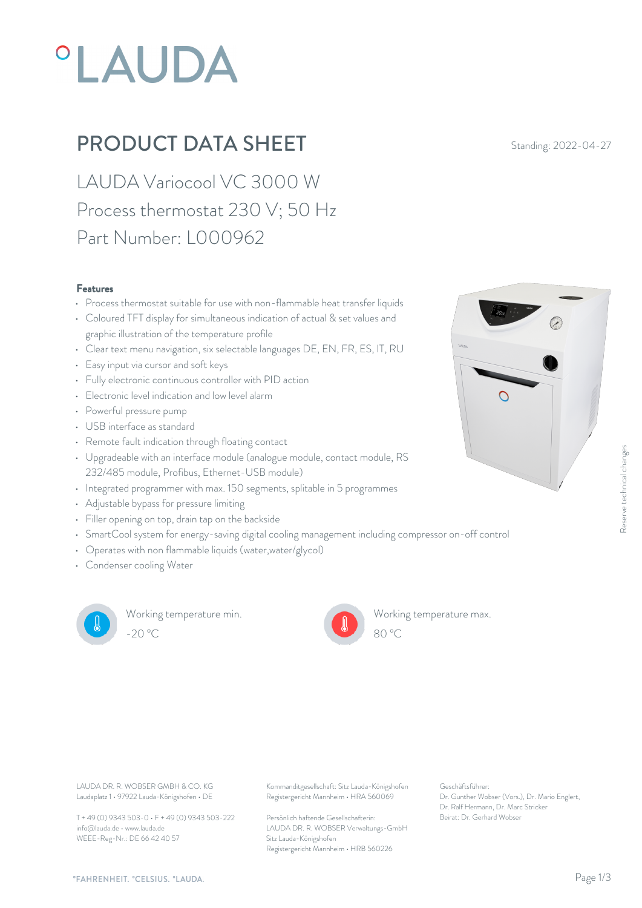# °LAUDA

## PRODUCT DATA SHEET

Standing: 2022-04-27

LAUDA Variocool VC 3000 W
Process thermostat 230 V; 50 Hz
Part Number: L000962

### Features

- Process thermostat suitable for use with non-flammable heat transfer liquids
- Coloured TFT display for simultaneous indication of actual & set values and graphic illustration of the temperature profile
- Clear text menu navigation, six selectable languages DE, EN, FR, ES, IT, RU
- Easy input via cursor and soft keys
- Fully electronic continuous controller with PID action
- Electronic level indication and low level alarm
- Powerful pressure pump
- USB interface as standard
- Remote fault indication through floating contact
- Upgradeable with an interface module (analogue module, contact module, RS 232/485 module, Profibus, Ethernet-USB module)
- Integrated programmer with max. 150 segments, splitable in 5 programmes
- Adjustable bypass for pressure limiting
- Filler opening on top, drain tap on the backside
- SmartCool system for energy-saving digital cooling management including compressor on-off control
- Operates with non flammable liquids (water,water/glycol)
- Condenser cooling Water

Working temperature min.
-20 °C

Working temperature max.
80 °C

Reserve technical changes

LAUDA DR. R. WOBSER GMBH & CO. KG
Laudaplatz 1 • 97922 Lauda-Königshofen • DE

T + 49 (0) 9343 503-0 • F + 49 (0) 9343 503-222
info@lauda.de • www.lauda.de
WEEE-Reg-Nr.: DE 66 42 40 57

Kommanditgesellschaft: Sitz Lauda-Königshofen
Registergericht Mannheim • HRA 560069

Persönlich haftende Gesellschafterin:
LAUDA DR. R. WOBSER Verwaltungs-GmbH
Sitz Lauda-Königshofen
Registergericht Mannheim • HRB 560226

Geschäftsführer:
Dr. Gunther Wobser (Vors.), Dr. Mario Englert, Dr. Ralf Hermann, Dr. Marc Stricker
Beirat: Dr. Gerhard Wobser

°FAHRENHEIT. °CELSIUS. °LAUDA.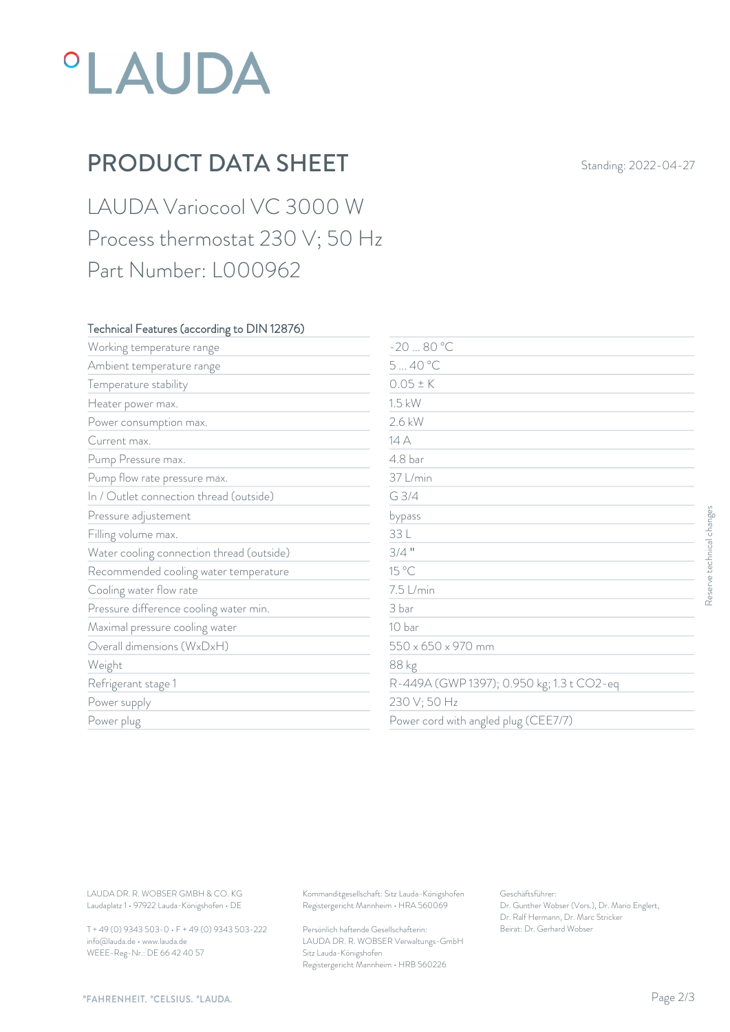# °LAUDA

## PRODUCT DATA SHEET

Standing: 2022-04-27

LAUDA Variocool VC 3000 W
Process thermostat 230 V; 50 Hz
Part Number: L000962

| Technical Features (according to DIN 12876) | |
|---|---|
| Working temperature range | -20 ... 80 °C |
| Ambient temperature range | 5 ... 40 °C |
| Temperature stability | 0.05 ± K |
| Heater power max. | 1.5 kW |
| Power consumption max. | 2.6 kW |
| Current max. | 14 A |
| Pump Pressure max. | 4.8 bar |
| Pump flow rate pressure max. | 37 L/min |
| In / Outlet connection thread (outside) | G 3/4 |
| Pressure adjustement | bypass |
| Filling volume max. | 33 L |
| Water cooling connection thread (outside) | 3/4 " |
| Recommended cooling water temperature | 15 °C |
| Cooling water flow rate | 7.5 L/min |
| Pressure difference cooling water min. | 3 bar |
| Maximal pressure cooling water | 10 bar |
| Overall dimensions (WxDxH) | 550 x 650 x 970 mm |
| Weight | 88 kg |
| Refrigerant stage 1 | R-449A (GWP 1397); 0.950 kg; 1.3 t CO2-eq |
| Power supply | 230 V; 50 Hz |
| Power plug | Power cord with angled plug (CEE7/7) |

Reserve technical changes

LAUDA DR. R. WOBSER GMBH & CO. KG
Laudaplatz 1 • 97922 Lauda-Königshofen • DE

T + 49 (0) 9343 503-0 • F + 49 (0) 9343 503-222
info@lauda.de • www.lauda.de
WEEE-Reg-Nr.: DE 66 42 40 57

Kommanditgesellschaft: Sitz Lauda-Königshofen
Registergericht Mannheim • HRA 560069

Persönlich haftende Gesellschafterin:
LAUDA DR. R. WOBSER Verwaltungs-GmbH
Sitz Lauda-Königshofen
Registergericht Mannheim • HRB 560226

Geschäftsführer:
Dr. Gunther Wobser (Vors.), Dr. Mario Englert,
Dr. Ralf Hermann, Dr. Marc Stricker
Beirat: Dr. Gerhard Wobser

°FAHRENHEIT. °CELSIUS. °LAUDA.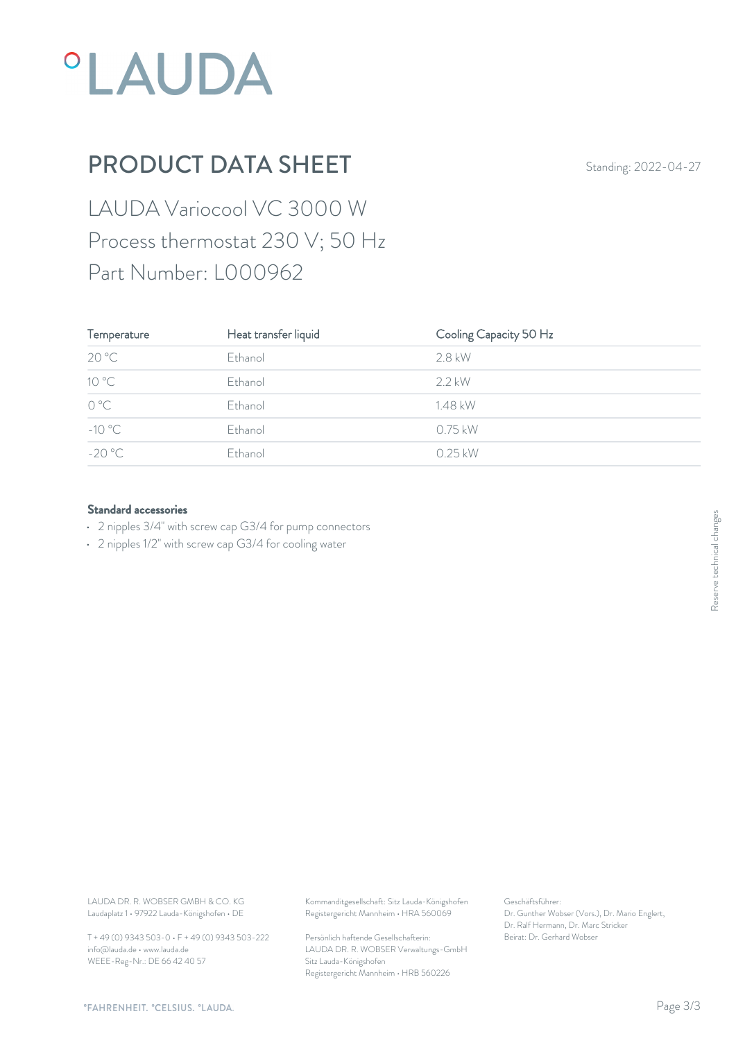# PRODUCT DATA SHEET

Standing: 2022-04-27

## LAUDA Variocool VC 3000 W
## Process thermostat 230 V; 50 Hz
## Part Number: L000962

| Temperature | Heat transfer liquid | Cooling Capacity 50 Hz |
|---|---|---|
| 20 °C | Ethanol | 2.8 kW |
| 10 °C | Ethanol | 2.2 kW |
| 0 °C | Ethanol | 1.48 kW |
| -10 °C | Ethanol | 0.75 kW |
| -20 °C | Ethanol | 0.25 kW |

**Standard accessories**

- 2 nipples 3/4" with screw cap G3/4 for pump connectors
- 2 nipples 1/2" with screw cap G3/4 for cooling water

Reserve technical changes

LAUDA DR. R. WOBSER GMBH & CO. KG
Laudaplatz 1 • 97922 Lauda-Königshofen • DE

T + 49 (0) 9343 503-0 • F + 49 (0) 9343 503-222
info@lauda.de • www.lauda.de
WEEE-Reg-Nr.: DE 66 42 40 57

Kommanditgesellschaft: Sitz Lauda-Königshofen
Registergericht Mannheim • HRA 560069

Persönlich haftende Gesellschafterin:
LAUDA DR. R. WOBSER Verwaltungs-GmbH
Sitz Lauda-Königshofen
Registergericht Mannheim • HRB 560226

Geschäftsführer:
Dr. Gunther Wobser (Vors.), Dr. Mario Englert, Dr. Ralf Hermann, Dr. Marc Stricker
Beirat: Dr. Gerhard Wobser

°FAHRENHEIT. °CELSIUS. °LAUDA.